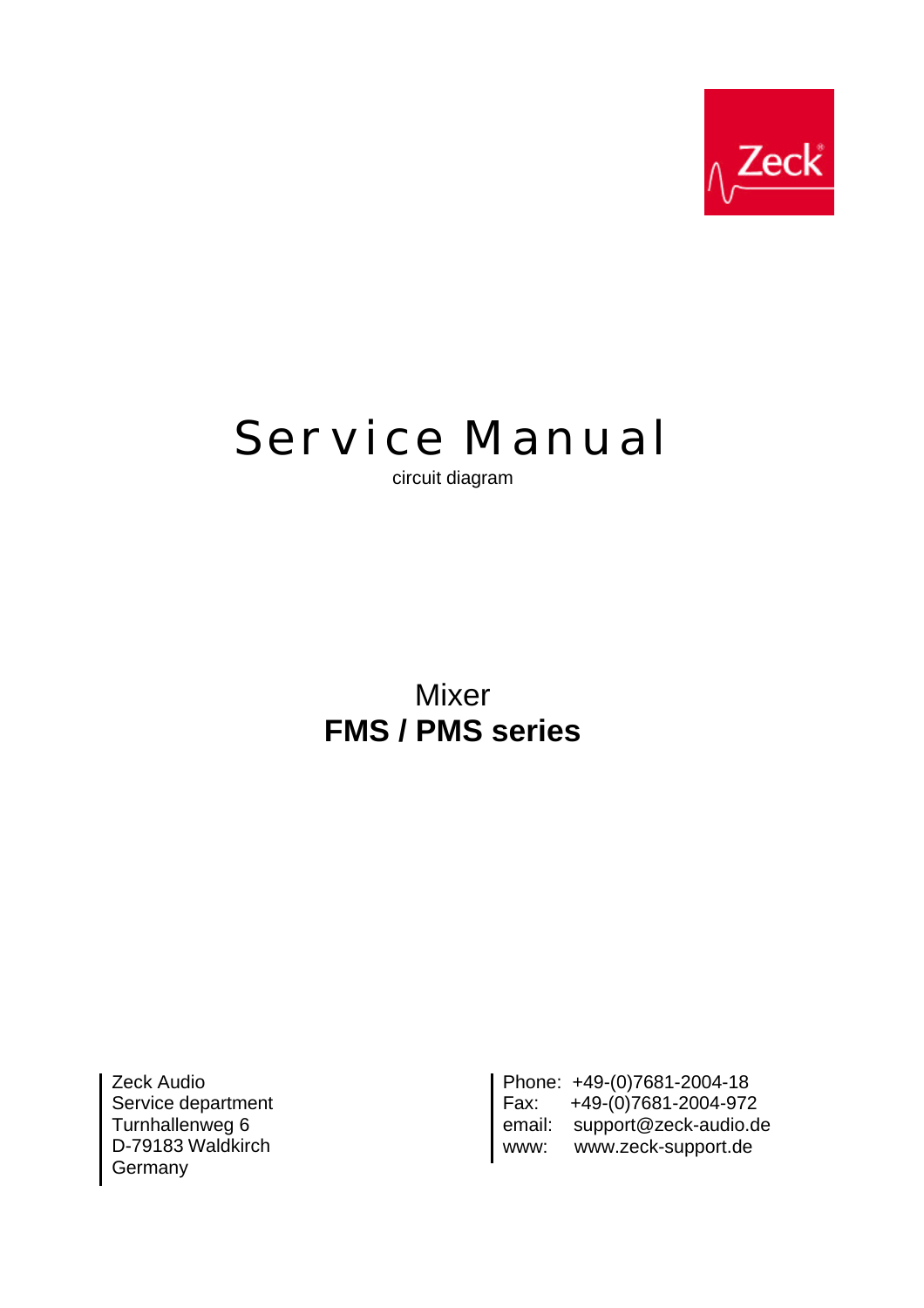Zeck

# Service Manual

circuit diagram

## Mixer
## **FMS / PMS series**

Zeck Audio
Service department
Turnhallenweg 6
D-79183 Waldkirch
Germany

Phone: +49-(0)7681-2004-18
Fax: +49-(0)7681-2004-972
email: support@zeck-audio.de
www: www.zeck-support.de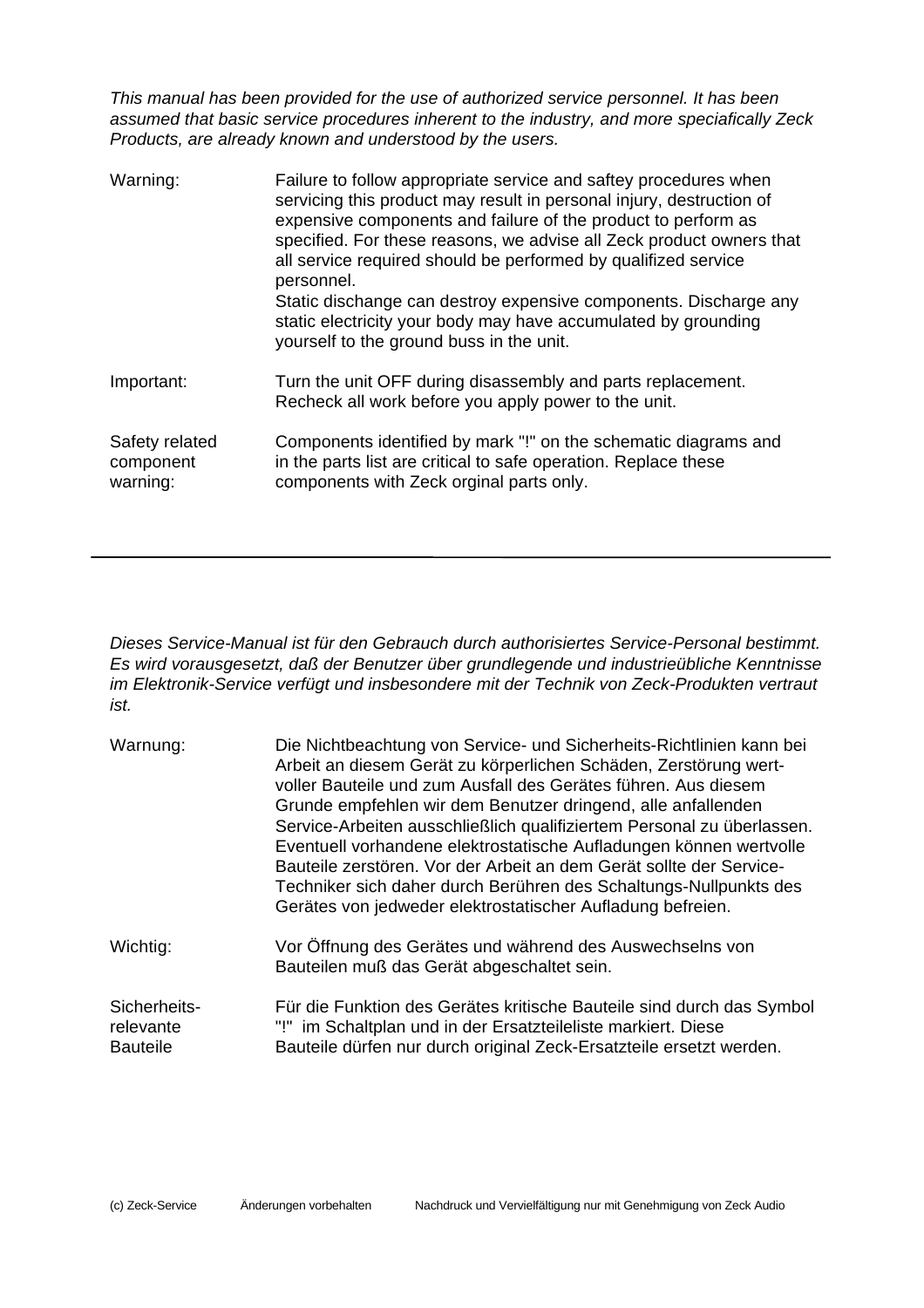*This manual has been provided for the use of authorized service personnel. It has been assumed that basic service procedures inherent to the industry, and more speciafically Zeck Products, are already known and understood by the users.*

| | |
|---|---|
| Warning: | Failure to follow appropriate service and saftey procedures when servicing this product may result in personal injury, destruction of expensive components and failure of the product to perform as specified. For these reasons, we advise all Zeck product owners that all service required should be performed by qualifized service personnel. Static dischange can destroy expensive components. Discharge any static electricity your body may have accumulated by grounding yourself to the ground buss in the unit. |
| Important: | Turn the unit OFF during disassembly and parts replacement. Recheck all work before you apply power to the unit. |
| Safety related component warning: | Components identified by mark "!" on the schematic diagrams and in the parts list are critical to safe operation. Replace these components with Zeck orginal parts only. |

---

*Dieses Service-Manual ist für den Gebrauch durch authorisiertes Service-Personal bestimmt. Es wird vorausgesetzt, daß der Benutzer über grundlegende und industrieübliche Kenntnisse im Elektronik-Service verfügt und insbesondere mit der Technik von Zeck-Produkten vertraut ist.*

| | |
|---|---|
| Warnung: | Die Nichtbeachtung von Service- und Sicherheits-Richtlinien kann bei Arbeit an diesem Gerät zu körperlichen Schäden, Zerstörung wertvoller Bauteile und zum Ausfall des Gerätes führen. Aus diesem Grunde empfehlen wir dem Benutzer dringend, alle anfallenden Service-Arbeiten ausschließlich qualifiziertem Personal zu überlassen. Eventuell vorhandene elektrostatische Aufladungen können wertvolle Bauteile zerstören. Vor der Arbeit an dem Gerät sollte der Service-Techniker sich daher durch Berühren des Schaltungs-Nullpunkts des Gerätes von jedweder elektrostatischer Aufladung befreien. |
| Wichtig: | Vor Öffnung des Gerätes und während des Auswechselns von Bauteilen muß das Gerät abgeschaltet sein. |
| Sicherheits-relevante Bauteile | Für die Funktion des Gerätes kritische Bauteile sind durch das Symbol "!" im Schaltplan und in der Ersatzteileliste markiert. Diese Bauteile dürfen nur durch original Zeck-Ersatzteile ersetzt werden. |

(c) Zeck-Service  Änderungen vorbehalten  Nachdruck und Vervielfältigung nur mit Genehmigung von Zeck Audio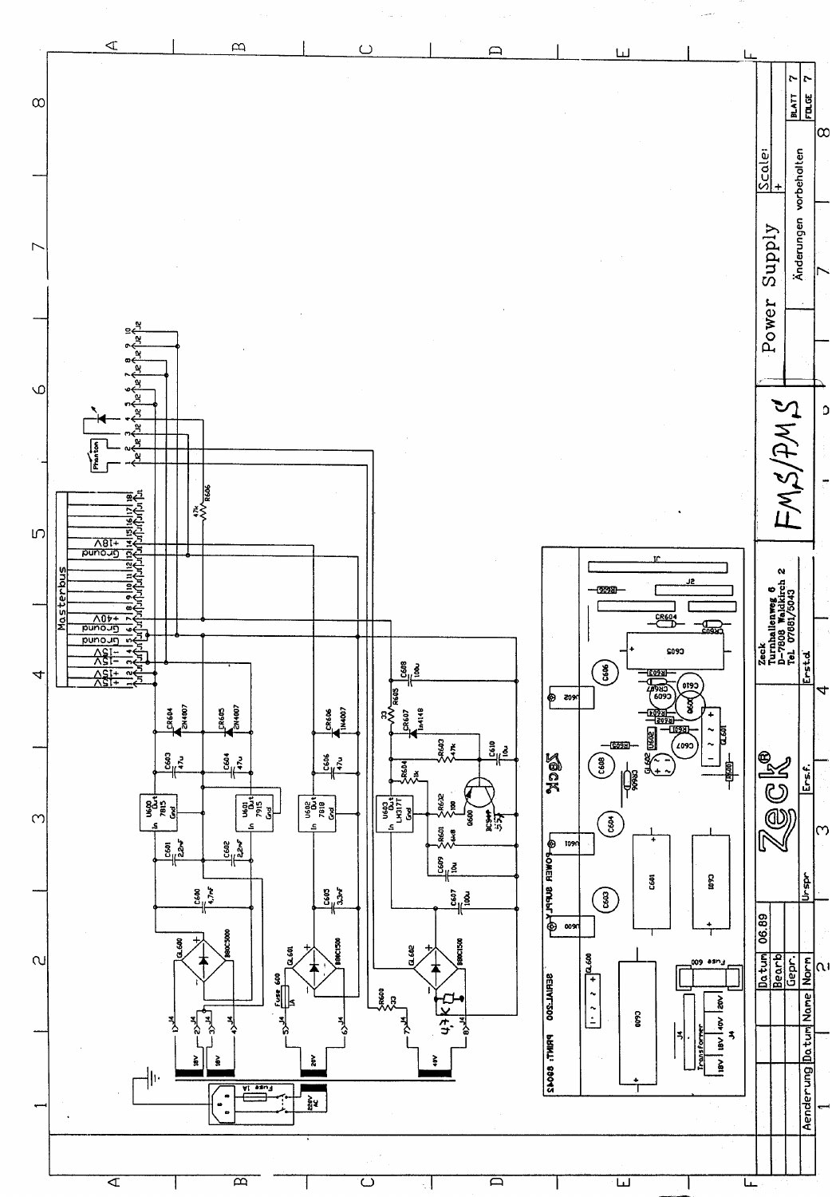# Power Supply

FMS/PMS

Zeck
Turnhallenweg 6
D-7808 Waldkirch 2
Tel. 07681/5043

Änderungen vorbehalten

| Datum | 06.89 |
|---|---|
| Bearb | |
| Gepr. | |
| Norm | |

Scale: +

BLATT 7
FOLGE 7

Masterbus: +18V, Ground, Ground, +40V, Ground, 15V, 15V, 18V, 18V

Phanton

U600 7815, U601 7915, U602 7818, U603 LM317T

GL600 B80C5000, GL601 B80C1500, GL602 B80C1500

CR604 1N4007, CR605 1N4007, CR606 1N4007, CR607 1N4148

C600 4,7mF, C601 2,2mF, C602 2,2mF, C603 47u, C604 47u, C605 3,3mF, C606 47u, C607 100u, C608 100u, C609 10u, C610 10u

R600 33, R601 6k8, R602 100, R603 47k, R604 1k, R605 33, R606 47k

Q600 BC547

Fuse 600 1A, Fuse 1A

220V AC, 18V, 18V, 29V, 48V

POWER SUPPLY
SERIAL200 PRINT: 8904E

Transformer: 18V | 18V | 40V | 20V

Aenderung | Datum | Name | Norm | Urspr. | Ers.f. | Erstd.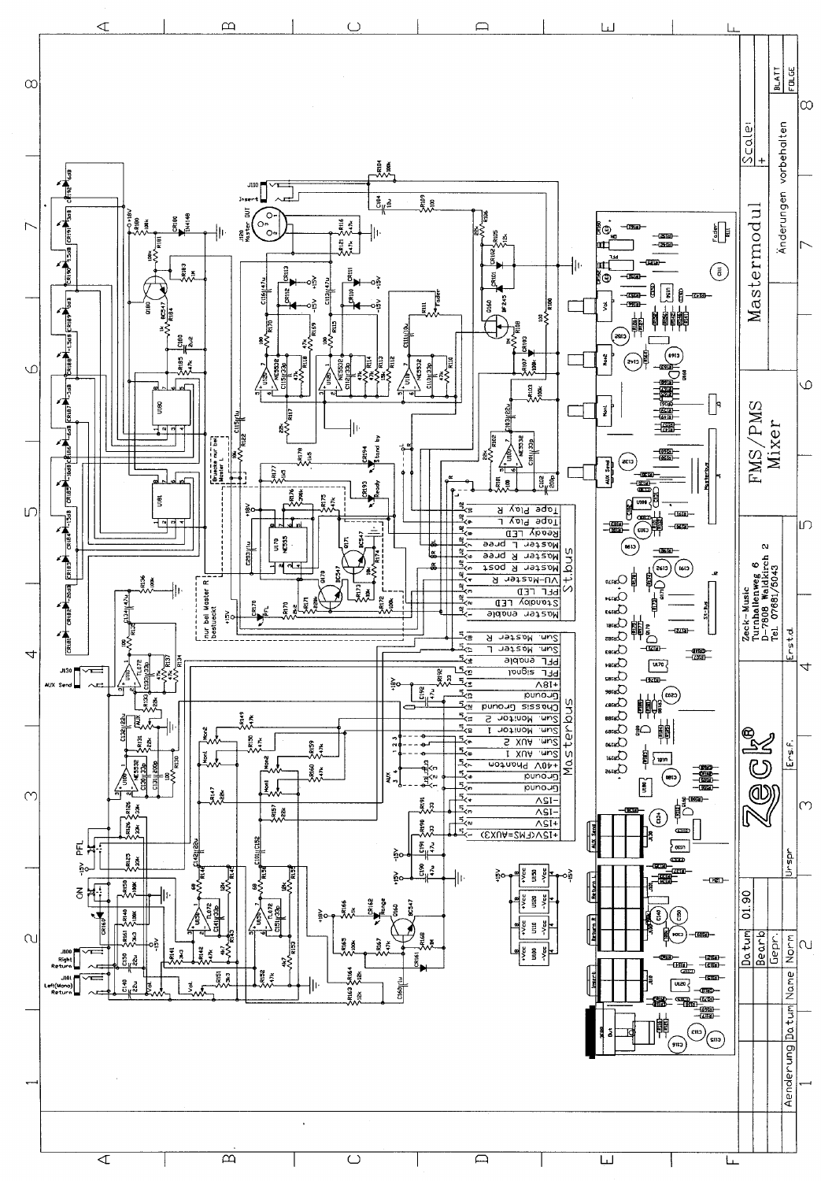# Mastermodul

## FMS/PMS Mixer

Zeck®

Zeck-Music
Turnhallenweg 6
D-7808 Waldkirch 2
Tel. 07681/5043

Änderungen vorbehalten

| Aenderung | Datum | Name | Norm | | |
|---|---|---|---|---|---|
| | | | Datum | 01.90 | |
| | | | Bearb | | |
| | | | Gepr. | | |
| | | | Urspr | Ersf. | Erst.d. |

Scale: + | Blatt | Folge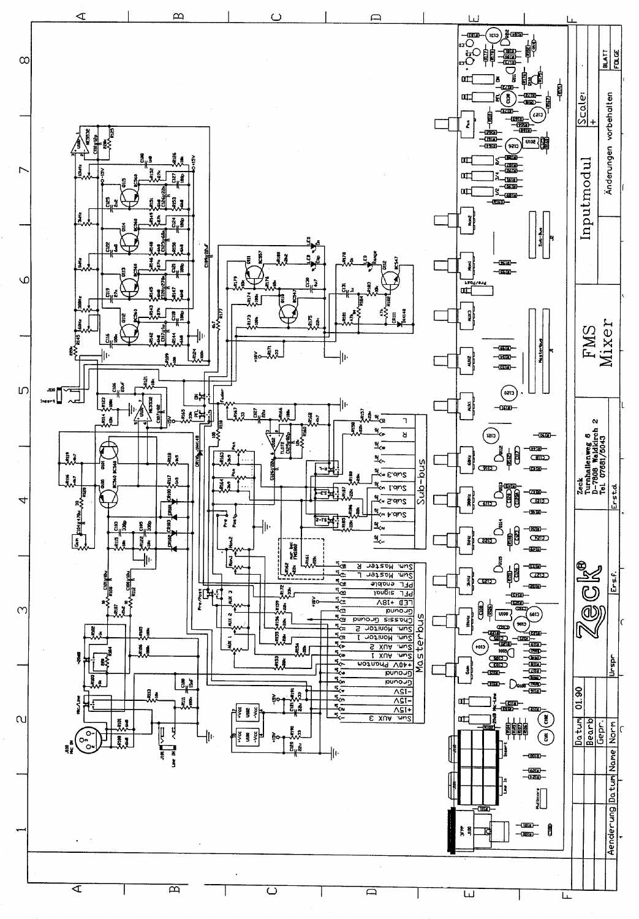# FMS Mixer

## Inputmodul

Zeck
Turnhallenweg 6
D-7808 Waldkirch 2
Tel 07681/5043

Zeck®

Scale:

Änderungen vorbehalten

| Datum | 01.90 |
|---|---|
| Bearb | |
| Gepr. | |
| Name | Norm |

| Änderung | Datum | Name | Urspr | Ers.f. | Ers.d. |
|---|---|---|---|---|---|

BLATT
FOLGE

### Masterbus

| Pin | Signal |
|---|---|
| 1 | Sum. AUX 3 |
| 2 | +15V |
| 3 | -15V |
| 4 | -15V |
| 5 | Ground |
| 6 | Ground |
| 7 | +40V Phantom |
| 8 | Sum. AUX 1 |
| 9 | Sum. AUX 2 |
| 10 | Sum. Monitor 1 |
| 11 | Sum. Monitor 2 |
| 12 | Chassis Ground |
| 13 | Ground |
| 14 | LED +18V |
| 15 | PFL signal |
| 16 | PFL enable |
| 17 | Sum. Master L |
| 18 | Sum. Master R |

### Sub-bus

Sub.1, Sub.2, Sub.3, Sub.4, L, R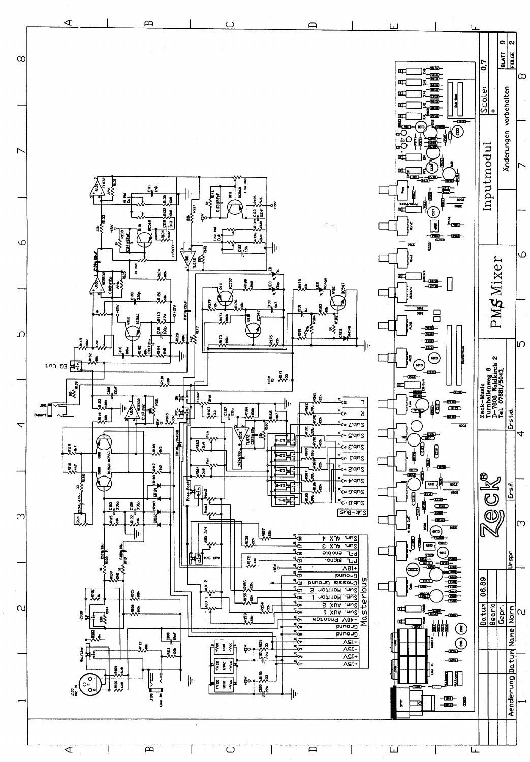# Inputmodul

## PM$_S$ Mixer

### Masterbus

| Pin | Signal |
|---|---|
| 1 | +15V |
| 2 | +15V |
| 3 | -15V |
| 4 | -15V |
| 5 | Ground |
| 6 | Ground |
| 7 | +40V Phanton |
| 8 | Sum. AUX 1 |
| 9 | Sum. AUX 2 |
| 10 | Sum. Monitor 1 |
| 11 | Sum. Monitor 2 |
| 12 | Chassis Ground |
| 13 | Ground |
| 14 | +18V |
| 15 | PFL signal |
| 16 | PFL enable |
| 17 | Sum. AUX 3 |
| 18 | Sum. AUX 4 |

### Sub-Bus

Sub.8, Sub.6, Sub.4, Sub.2, Sub.1, Sub.3, Sub.5, Sub.7, R, L

Zeck-Music
Turnhallenweg 6
D-7808 Waldkirch 2
Tel 07681/5043

| Datum | 06.89 |
|---|---|
| Bearb | |
| Gepr. | |
| Norm | |

| Aenderung | Datum | Name | Urspr | Ersf. | Erstd. |
|---|---|---|---|---|---|

Scale: 0,7

Änderungen vorbehalten

BLATT 9
FOLGE 2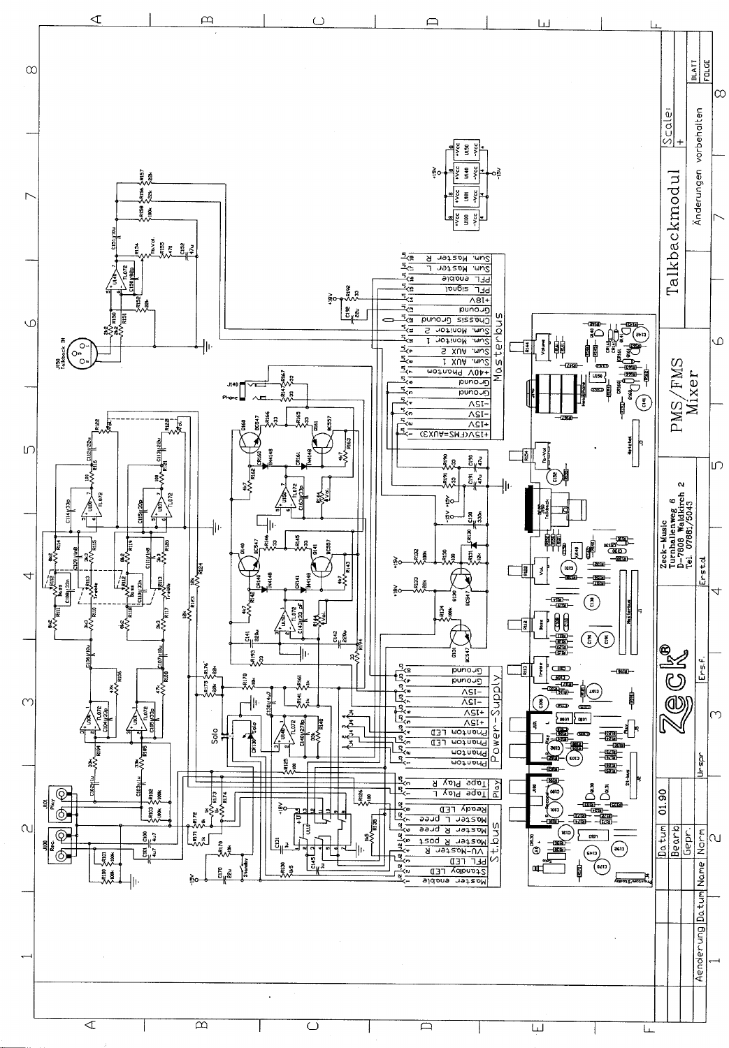# Talkbackmodul

## PMS/FMS Mixer

Zeck®

Zeck-Music
Turnhallenweg 6
D-7808 Waldkirch 2
Tel. 07681/6043

| | Datum | Name |
|---|---|---|
| Datum | 01.90 | |
| Bearb. | | |
| Gepr. | | |
| Norm | | |

Aenderung | Datum | Name | Urspr. | Ersf. | Erst.d.

Scale: + | BLATT | FOLGE

Änderungen vorbehalten

### Masterbus

| Pin | Signal |
|---|---|
| 1 | +15V(FMS=AUX3) |
| 2 | +15V |
| 3 | -15V |
| 4 | -15V |
| 5 | Ground |
| 6 | Ground |
| 7 | +40V Phantom |
| 8 | Sum. AUX 1 |
| 9 | Sum. AUX 2 |
| 10 | Sum. Monitor 1 |
| 11 | Sum. Monitor 2 |
| 12 | Chassis Ground |
| 13 | Ground |
| 14 | +18V |
| 15 | PFL signal |
| 16 | PFL enable |
| 17 | Sum. Master L |
| 18 | Sum. Master R |

### Power-Supply

| Pin | Signal |
|---|---|
| 1 | Phantom |
| 2 | Phantom LED |
| 3 | Phantom LED |
| 4 | +15V |
| 5 | +15V |
| 6 | -15V |
| 7 | -15V |
| 8 | Ground |
| 9 | Ground |

### Play

| Pin | Signal |
|---|---|
| 1 | Tape Play L |
| 2 | Tape Play R |

### St.bus

| Pin | Signal |
|---|---|
| 1 | Master enable |
| 2 | Standby LED |
| 3 | PFL LED |
| 4 | VU-Master R |
| 5 | Master R post |
| 6 | Master R pree |
| 7 | Master L pree |
| 8 | Ready LED |

J150 Talkback IN; J140 Phone; J100 Rec.; J101 Play; Solo; Standby

U100, U101, U140, U150: +Vcc (pin 8) +15V, -Vcc (pin 4) -15V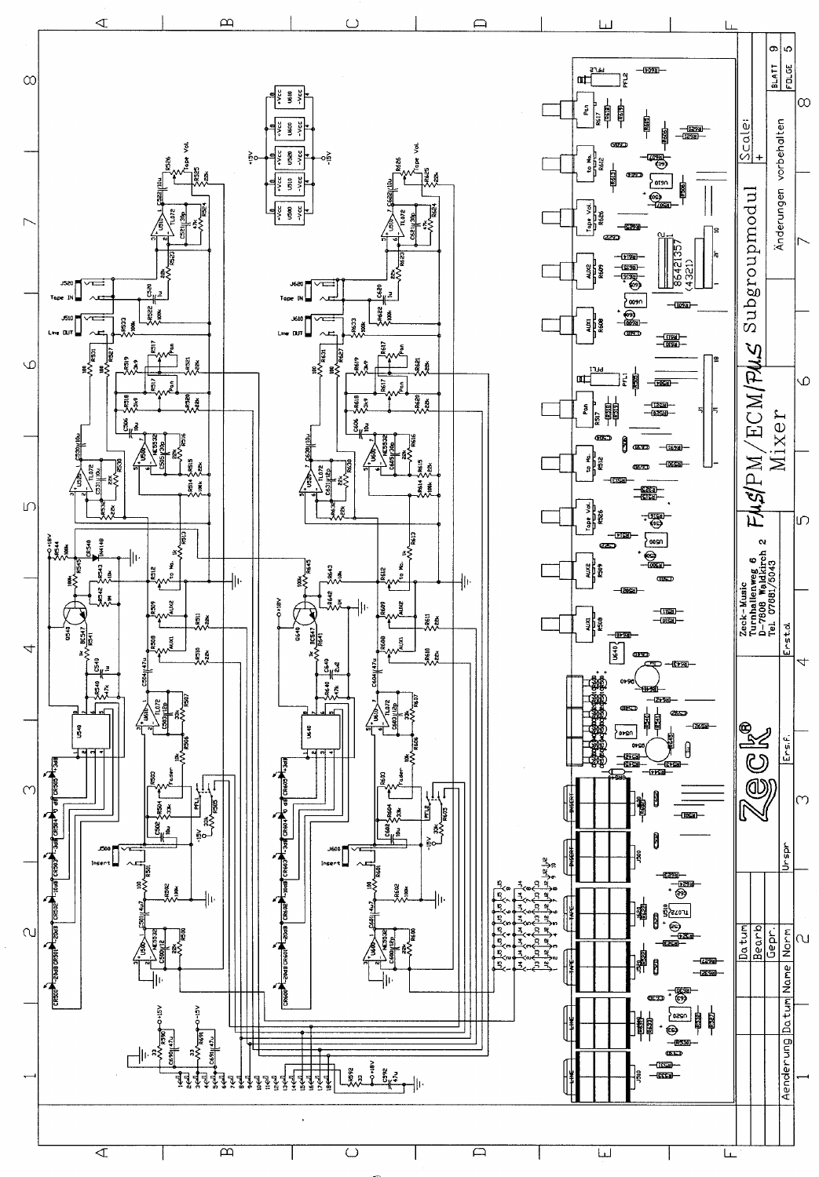Zeck®

Zeck-Music
Turnhallenweg 6
D-7808 Waldkirch 2
Tel. 07681/5043

FMS/PM/ECM/PLUS Subgroupmodul
Mixer

Änderungen vorbehalten

| Änderung | Datum | Name | Norm |
| --- | --- | --- | --- |

| | Datum | Name |
| --- | --- | --- |
| Bearb. | | |
| Gepr. | | |

Urspr. | Ersf. | Erst.d.

Scale: +

BLATT 9
FOLGE 5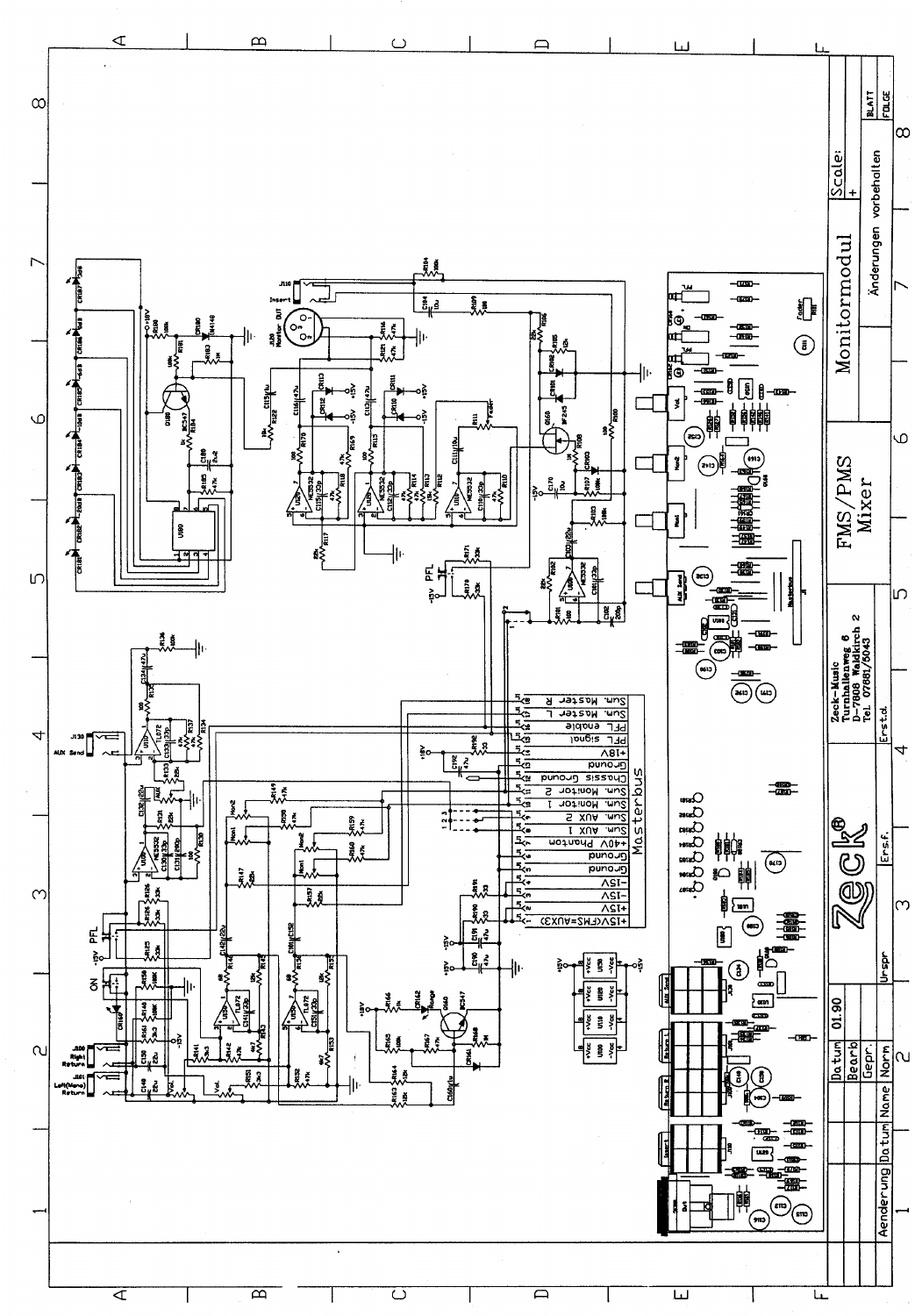Monitormodul

FMS/PMS Mixer

Zeck®

Zeck-Music
Turnhallenweg 6
D-7808 Waldkirch 2
Tel. 07681/5043

| | | | | |
|---|---|---|---|---|
| | | Datum | 01.90 | |
| | | Bearb. | | |
| | | Gepr. | | |
| Aenderung | Datum | Name | Norm | Urspr. / Ersf. / Erst.d. |

Scale: +

Änderungen vorbehalten

BLATT FOLGE

Masterbus

| Pin | Signal |
|---|---|
| 1 | +15V(FMS=AUX3) |
| 2 | +15V |
| 3 | -15V |
| 4 | -15V |
| 5 | Ground |
| 6 | Ground |
| 7 | +40V Phantom |
| 8 | Sum. AUX 1 |
| 9 | Sum. AUX 2 |
| 10 | Sum. Monitor 1 |
| 11 | Sum. Monitor 2 |
| 12 | Chassis Ground |
| 13 | Ground |
| 14 | +18V |
| 15 | PFL signal |
| 16 | PFL enable |
| 17 | Sum. Master L |
| 18 | Sum. Master R |